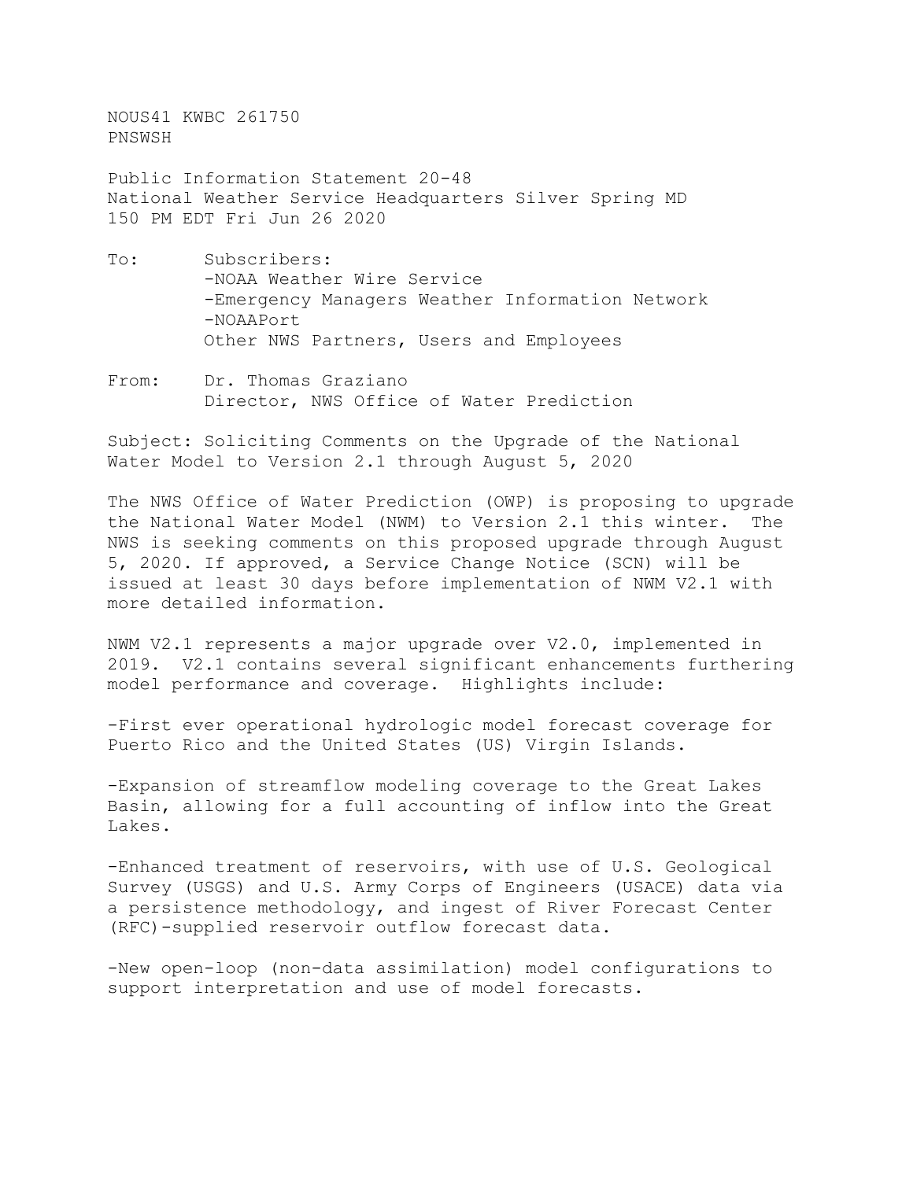NOUS41 KWBC 261750
PNSWSH

Public Information Statement 20-48
National Weather Service Headquarters Silver Spring MD
150 PM EDT Fri Jun 26 2020

To: Subscribers:
-NOAA Weather Wire Service
-Emergency Managers Weather Information Network
-NOAAPort
Other NWS Partners, Users and Employees

From: Dr. Thomas Graziano
Director, NWS Office of Water Prediction

Subject: Soliciting Comments on the Upgrade of the National Water Model to Version 2.1 through August 5, 2020

The NWS Office of Water Prediction (OWP) is proposing to upgrade the National Water Model (NWM) to Version 2.1 this winter. The NWS is seeking comments on this proposed upgrade through August 5, 2020. If approved, a Service Change Notice (SCN) will be issued at least 30 days before implementation of NWM V2.1 with more detailed information.

NWM V2.1 represents a major upgrade over V2.0, implemented in 2019. V2.1 contains several significant enhancements furthering model performance and coverage. Highlights include:

-First ever operational hydrologic model forecast coverage for Puerto Rico and the United States (US) Virgin Islands.

-Expansion of streamflow modeling coverage to the Great Lakes Basin, allowing for a full accounting of inflow into the Great Lakes.

-Enhanced treatment of reservoirs, with use of U.S. Geological Survey (USGS) and U.S. Army Corps of Engineers (USACE) data via a persistence methodology, and ingest of River Forecast Center (RFC)-supplied reservoir outflow forecast data.

-New open-loop (non-data assimilation) model configurations to support interpretation and use of model forecasts.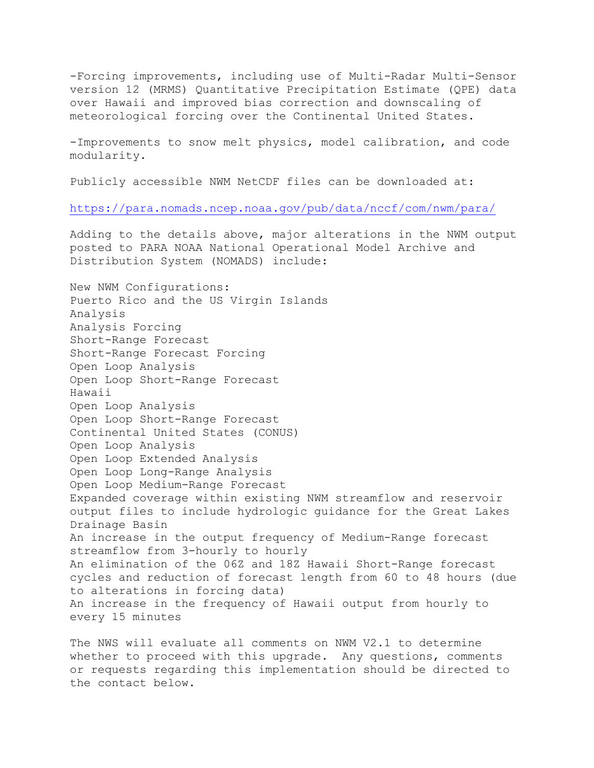-Forcing improvements, including use of Multi-Radar Multi-Sensor version 12 (MRMS) Quantitative Precipitation Estimate (QPE) data over Hawaii and improved bias correction and downscaling of meteorological forcing over the Continental United States.

-Improvements to snow melt physics, model calibration, and code modularity.

Publicly accessible NWM NetCDF files can be downloaded at:

https://para.nomads.ncep.noaa.gov/pub/data/nccf/com/nwm/para/

Adding to the details above, major alterations in the NWM output posted to PARA NOAA National Operational Model Archive and Distribution System (NOMADS) include:

New NWM Configurations:
Puerto Rico and the US Virgin Islands
Analysis
Analysis Forcing
Short-Range Forecast
Short-Range Forecast Forcing
Open Loop Analysis
Open Loop Short-Range Forecast
Hawaii
Open Loop Analysis
Open Loop Short-Range Forecast
Continental United States (CONUS)
Open Loop Analysis
Open Loop Extended Analysis
Open Loop Long-Range Analysis
Open Loop Medium-Range Forecast
Expanded coverage within existing NWM streamflow and reservoir output files to include hydrologic guidance for the Great Lakes Drainage Basin
An increase in the output frequency of Medium-Range forecast streamflow from 3-hourly to hourly
An elimination of the 06Z and 18Z Hawaii Short-Range forecast cycles and reduction of forecast length from 60 to 48 hours (due to alterations in forcing data)
An increase in the frequency of Hawaii output from hourly to every 15 minutes

The NWS will evaluate all comments on NWM V2.1 to determine whether to proceed with this upgrade. Any questions, comments or requests regarding this implementation should be directed to the contact below.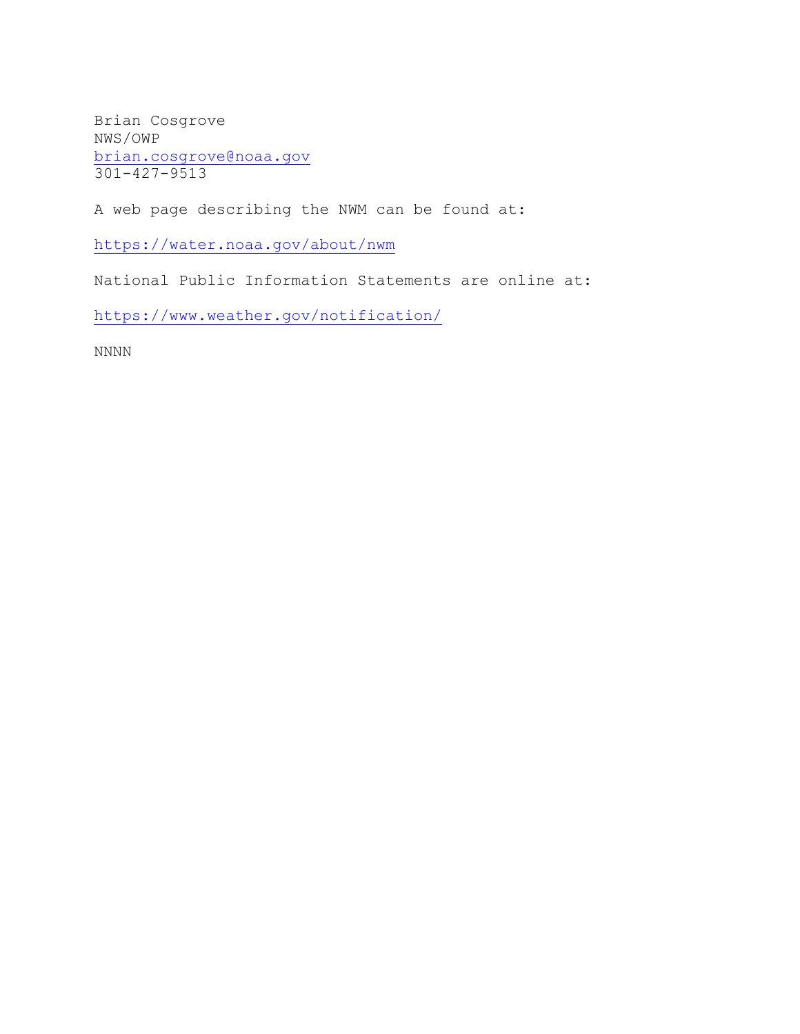Brian Cosgrove
NWS/OWP
brian.cosgrove@noaa.gov
301-427-9513

A web page describing the NWM can be found at:

https://water.noaa.gov/about/nwm

National Public Information Statements are online at:

https://www.weather.gov/notification/

NNNN